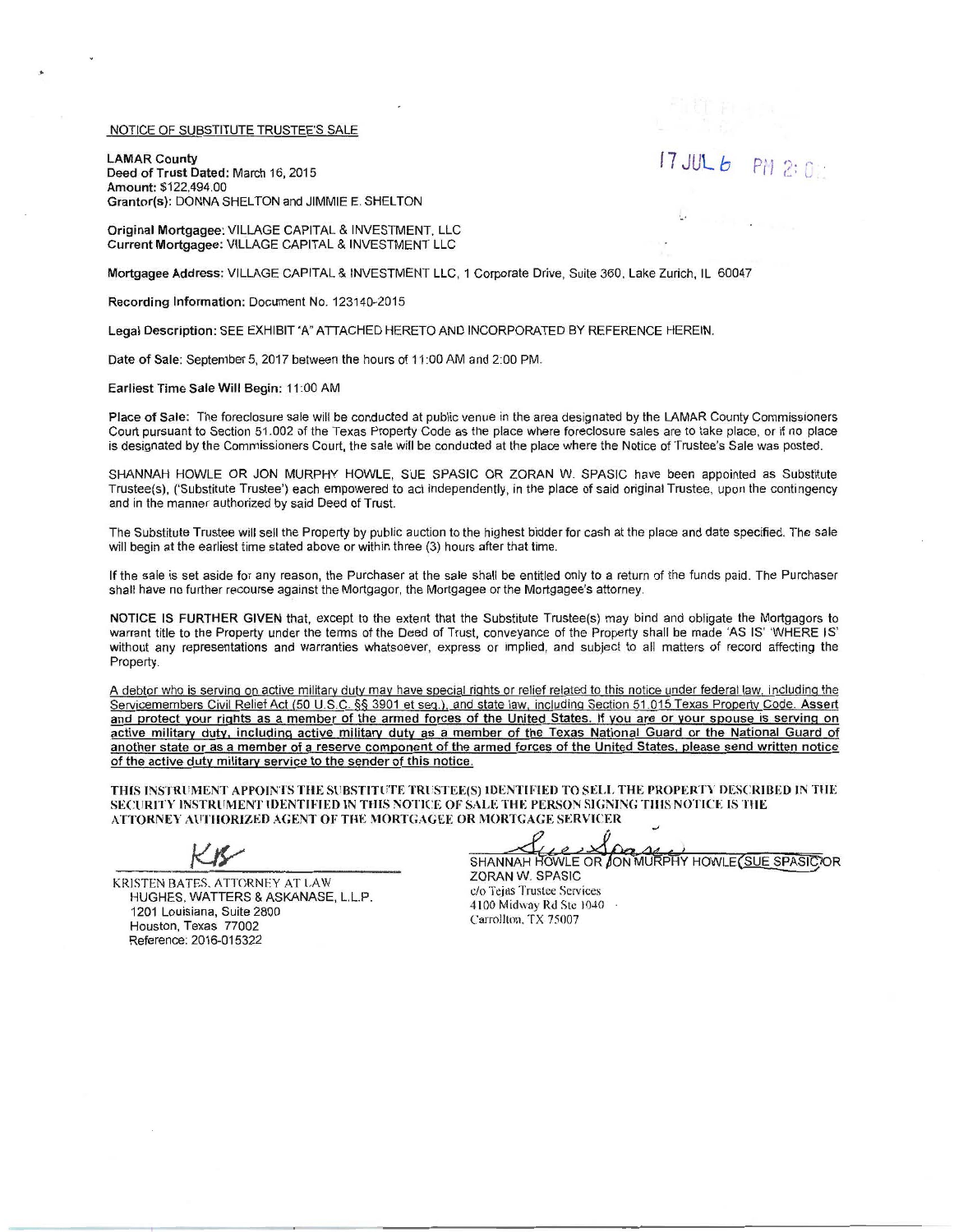NOTICE OF SUBSTITUTE TRUSTEE'S SALE

17 JUL 6 PM 2:0

**LAMAR County**
**Deed of Trust Dated:** March 16, 2015
**Amount:** $122,494.00
**Grantor(s):** DONNA SHELTON and JIMMIE E. SHELTON

**Original Mortgagee:** VILLAGE CAPITAL & INVESTMENT, LLC
**Current Mortgagee:** VILLAGE CAPITAL & INVESTMENT LLC

**Mortgagee Address:** VILLAGE CAPITAL & INVESTMENT LLC, 1 Corporate Drive, Suite 360, Lake Zurich, IL 60047

**Recording Information:** Document No. 123140-2015

**Legal Description:** SEE EXHIBIT "A" ATTACHED HERETO AND INCORPORATED BY REFERENCE HEREIN.

**Date of Sale:** September 5, 2017 between the hours of 11:00 AM and 2:00 PM.

**Earliest Time Sale Will Begin:** 11:00 AM

**Place of Sale:** The foreclosure sale will be conducted at public venue in the area designated by the LAMAR County Commissioners Court pursuant to Section 51.002 of the Texas Property Code as the place where foreclosure sales are to take place, or if no place is designated by the Commissioners Court, the sale will be conducted at the place where the Notice of Trustee's Sale was posted.

SHANNAH HOWLE OR JON MURPHY HOWLE, SUE SPASIC OR ZORAN W. SPASIC have been appointed as Substitute Trustee(s), ('Substitute Trustee') each empowered to act independently, in the place of said original Trustee, upon the contingency and in the manner authorized by said Deed of Trust.

The Substitute Trustee will sell the Property by public auction to the highest bidder for cash at the place and date specified. The sale will begin at the earliest time stated above or within three (3) hours after that time.

If the sale is set aside for any reason, the Purchaser at the sale shall be entitled only to a return of the funds paid. The Purchaser shall have no further recourse against the Mortgagor, the Mortgagee or the Mortgagee's attorney.

**NOTICE IS FURTHER GIVEN** that, except to the extent that the Substitute Trustee(s) may bind and obligate the Mortgagors to warrant title to the Property under the terms of the Deed of Trust, conveyance of the Property shall be made 'AS IS' 'WHERE IS' without any representations and warranties whatsoever, express or implied, and subject to all matters of record affecting the Property.

A debtor who is serving on active military duty may have special rights or relief related to this notice under federal law, including the Servicemembers Civil Relief Act (50 U.S.C. §§ 3901 et seq.), and state law, including Section 51.015 Texas Property Code. **Assert and protect your rights as a member of the armed forces of the United States. If you are or your spouse is serving on active military duty, including active military duty as a member of the Texas National Guard or the National Guard of another state or as a member of a reserve component of the armed forces of the United States, please send written notice of the active duty military service to the sender of this notice.**

**THIS INSTRUMENT APPOINTS THE SUBSTITUTE TRUSTEE(S) IDENTIFIED TO SELL THE PROPERTY DESCRIBED IN THE SECURITY INSTRUMENT IDENTIFIED IN THIS NOTICE OF SALE THE PERSON SIGNING THIS NOTICE IS THE ATTORNEY AUTHORIZED AGENT OF THE MORTGAGEE OR MORTGAGE SERVICER**

KB
KRISTEN BATES, ATTORNEY AT LAW
HUGHES, WATTERS & ASKANASE, L.L.P.
1201 Louisiana, Suite 2800
Houston, Texas 77002
Reference: 2016-015322

Sue Spasic
SHANNAH HOWLE OR JON MURPHY HOWLE, SUE SPASIC OR ZORAN W. SPASIC
c/o Tejas Trustee Services
4100 Midway Rd Ste 1040
Carrollton, TX 75007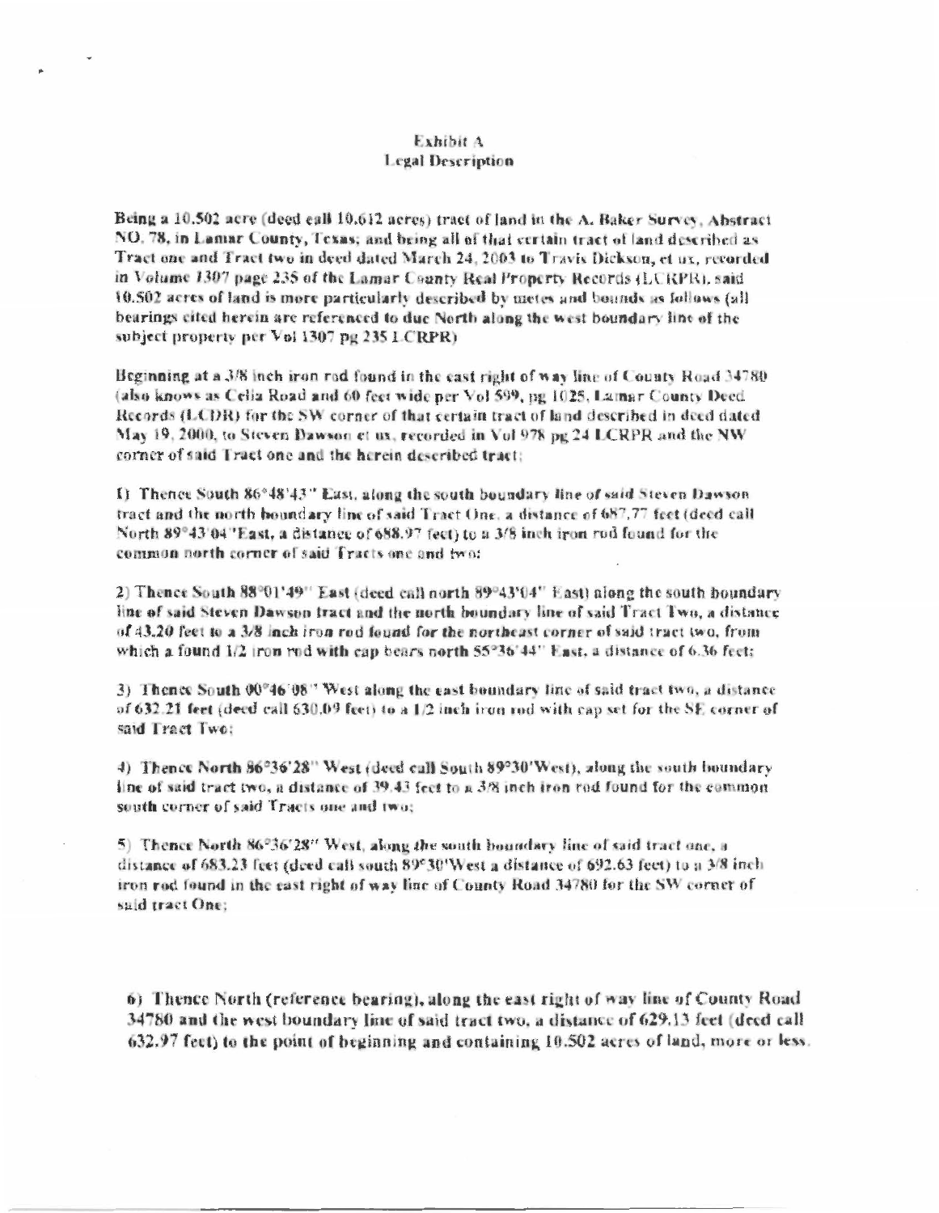## Exhibit A
## Legal Description

Being a 10.502 acre (deed call 10.612 acres) tract of land in the A. Baker Survey, Abstract NO. 78, in Lamar County, Texas; and being all of that certain tract of land described as Tract one and Tract two in deed dated March 24, 2003 to Travis Dickson, et ux, recorded in Volume 1307 page 235 of the Lamar County Real Property Records (LCRPR), said 10.502 acres of land is more particularly described by metes and bounds as follows (all bearings cited herein are referenced to due North along the west boundary line of the subject property per Vol 1307 pg 235 LCRPR)

Beginning at a 3/8 inch iron rod found in the east right of way line of County Road 34780 (also knows as Celia Road and 60 feet wide per Vol 599, pg 1025, Lamar County Deed Records (LCDR) for the SW corner of that certain tract of land described in deed dated May 19, 2000, to Steven Dawson et ux, recorded in Vol 978 pg 24 LCRPR and the NW corner of said Tract one and the herein described tract;

1) Thence South 86°48'43" East, along the south boundary line of said Steven Dawson tract and the north boundary line of said Tract One, a distance of 687.77 feet (deed call North 89°43'04"East, a distance of 688.97 feet) to a 3/8 inch iron rod found for the common north corner of said Tracts one and two;

2) Thence South 88°01'49" East (deed call north 89°43'04" East) along the south boundary line of said Steven Dawson tract and the north boundary line of said Tract Two, a distance of 43.20 feet to a 3/8 inch iron rod found for the northeast corner of said tract two, from which a found 1/2 iron rod with cap bears north 55°36'44" East, a distance of 6.36 feet;

3) Thence South 00°46'08" West along the east boundary line of said tract two, a distance of 632.21 feet (deed call 630.09 feet) to a 1/2 inch iron rod with cap set for the SE corner of said Tract Two;

4) Thence North 86°36'28" West (deed call South 89°30'West), along the south boundary line of said tract two, a distance of 39.43 feet to a 3/8 inch iron rod found for the common south corner of said Tracts one and two;

5) Thence North 86°36'28" West, along the south boundary line of said tract one, a distance of 683.23 feet (deed call south 89°30'West a distance of 692.63 feet) to a 3/8 inch iron rod found in the east right of way line of County Road 34780 for the SW corner of said tract One;

6) Thence North (reference bearing), along the east right of way line of County Road 34780 and the west boundary line of said tract two, a distance of 629.13 feet (deed call 632.97 feet) to the point of beginning and containing 10.502 acres of land, more or less.